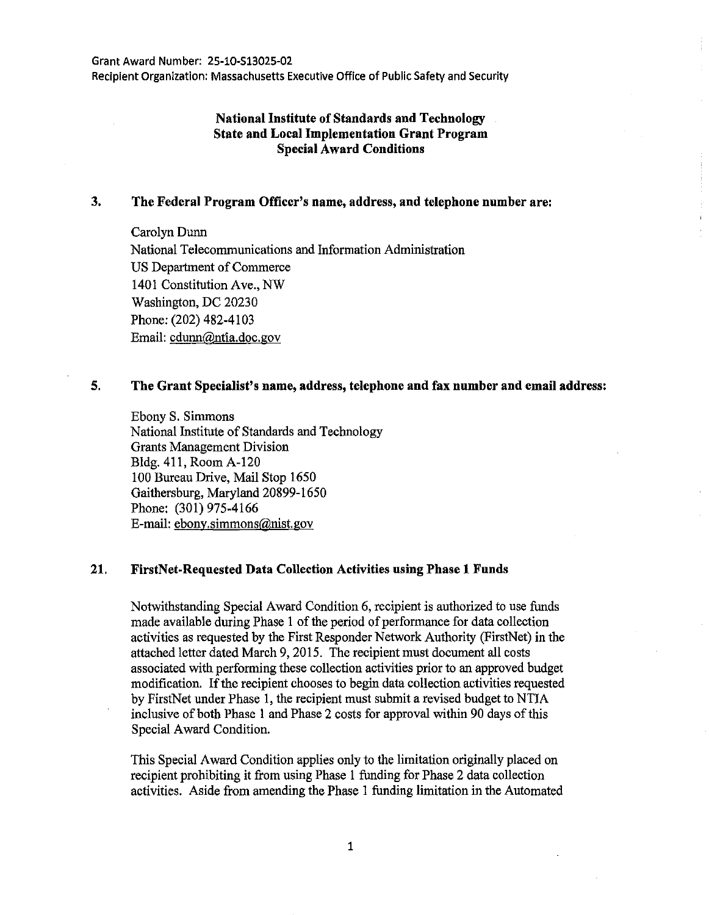Grant Award Number: 25-10-S13025-02
Recipient Organization: Massachusetts Executive Office of Public Safety and Security

# National Institute of Standards and Technology
# State and Local Implementation Grant Program
# Special Award Conditions

## 3. The Federal Program Officer's name, address, and telephone number are:

Carolyn Dunn
National Telecommunications and Information Administration
US Department of Commerce
1401 Constitution Ave., NW
Washington, DC 20230
Phone: (202) 482-4103
Email: cdunn@ntia.doc.gov

## 5. The Grant Specialist's name, address, telephone and fax number and email address:

Ebony S. Simmons
National Institute of Standards and Technology
Grants Management Division
Bldg. 411, Room A-120
100 Bureau Drive, Mail Stop 1650
Gaithersburg, Maryland 20899-1650
Phone: (301) 975-4166
E-mail: ebony.simmons@nist.gov

## 21. FirstNet-Requested Data Collection Activities using Phase 1 Funds

Notwithstanding Special Award Condition 6, recipient is authorized to use funds made available during Phase 1 of the period of performance for data collection activities as requested by the First Responder Network Authority (FirstNet) in the attached letter dated March 9, 2015. The recipient must document all costs associated with performing these collection activities prior to an approved budget modification. If the recipient chooses to begin data collection activities requested by FirstNet under Phase 1, the recipient must submit a revised budget to NTIA inclusive of both Phase 1 and Phase 2 costs for approval within 90 days of this Special Award Condition.

This Special Award Condition applies only to the limitation originally placed on recipient prohibiting it from using Phase 1 funding for Phase 2 data collection activities. Aside from amending the Phase 1 funding limitation in the Automated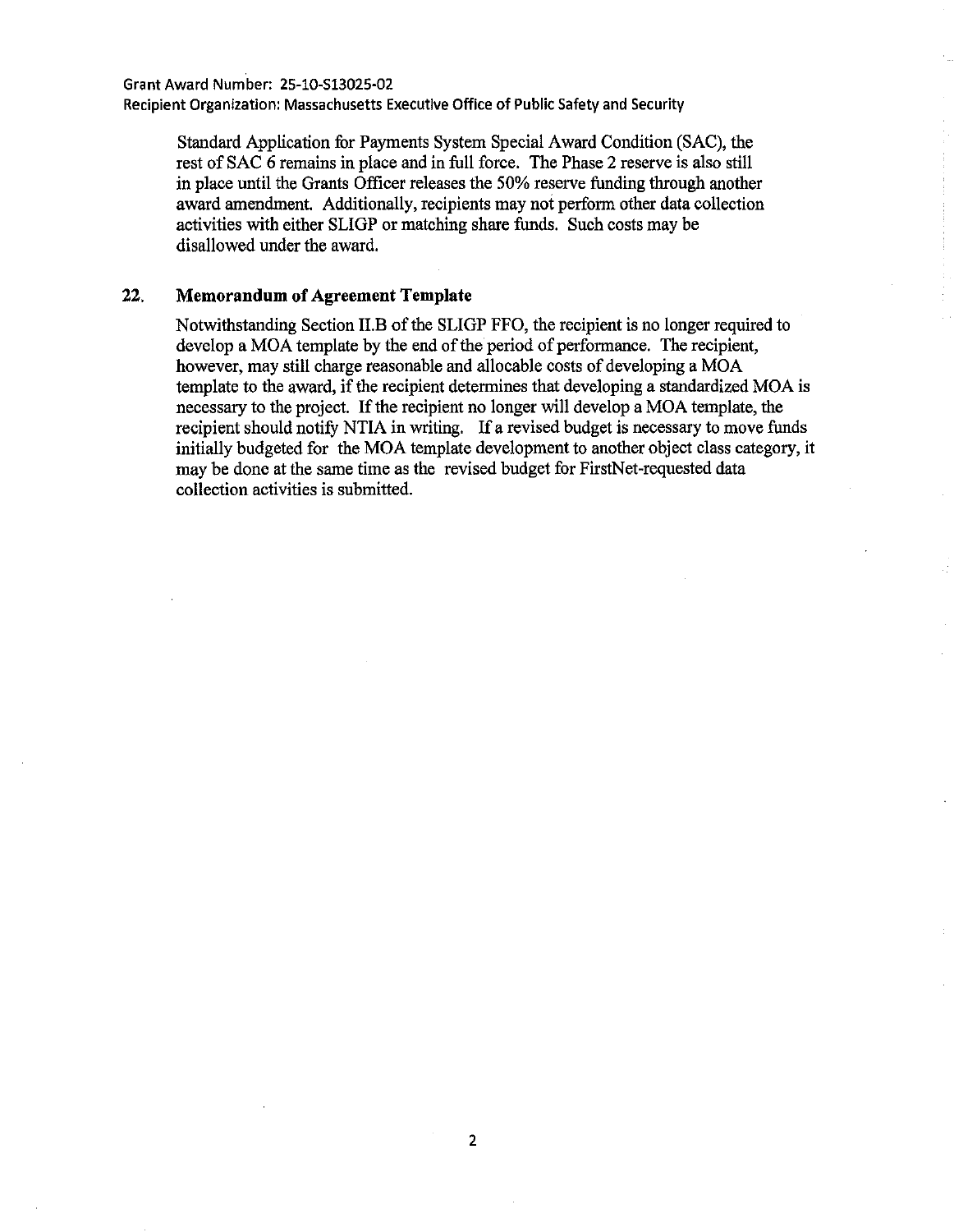Standard Application for Payments System Special Award Condition (SAC), the rest of SAC 6 remains in place and in full force. The Phase 2 reserve is also still in place until the Grants Officer releases the 50% reserve funding through another award amendment. Additionally, recipients may not perform other data collection activities with either SLIGP or matching share funds. Such costs may be disallowed under the award.

## 22. Memorandum of Agreement Template

Notwithstanding Section II.B of the SLIGP FFO, the recipient is no longer required to develop a MOA template by the end of the period of performance. The recipient, however, may still charge reasonable and allocable costs of developing a MOA template to the award, if the recipient determines that developing a standardized MOA is necessary to the project. If the recipient no longer will develop a MOA template, the recipient should notify NTIA in writing. If a revised budget is necessary to move funds initially budgeted for the MOA template development to another object class category, it may be done at the same time as the revised budget for FirstNet-requested data collection activities is submitted.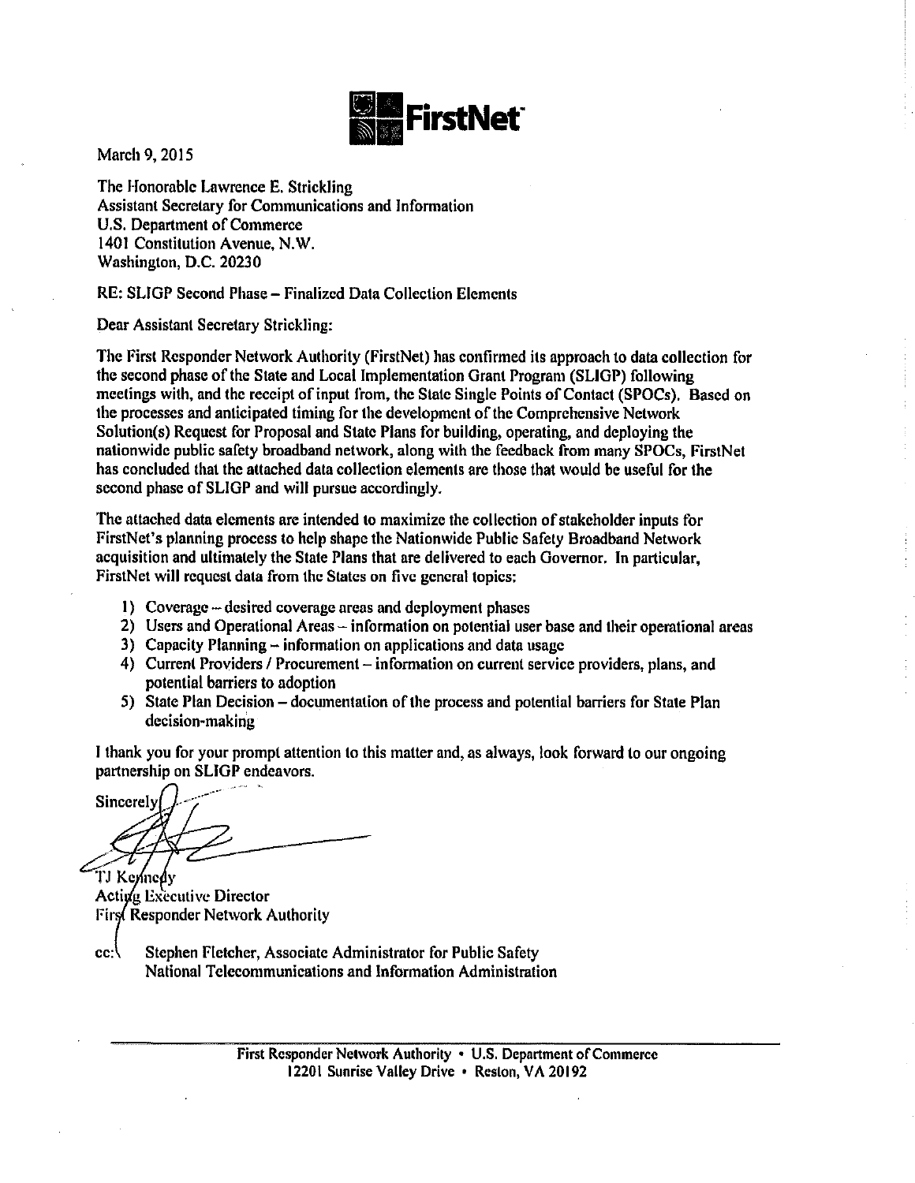FirstNet

March 9, 2015

The Honorable Lawrence E. Strickling
Assistant Secretary for Communications and Information
U.S. Department of Commerce
1401 Constitution Avenue, N.W.
Washington, D.C. 20230

RE: SLIGP Second Phase – Finalized Data Collection Elements

Dear Assistant Secretary Strickling:

The First Responder Network Authority (FirstNet) has confirmed its approach to data collection for the second phase of the State and Local Implementation Grant Program (SLIGP) following meetings with, and the receipt of input from, the State Single Points of Contact (SPOCs). Based on the processes and anticipated timing for the development of the Comprehensive Network Solution(s) Request for Proposal and State Plans for building, operating, and deploying the nationwide public safety broadband network, along with the feedback from many SPOCs, FirstNet has concluded that the attached data collection elements are those that would be useful for the second phase of SLIGP and will pursue accordingly.

The attached data elements are intended to maximize the collection of stakeholder inputs for FirstNet's planning process to help shape the Nationwide Public Safety Broadband Network acquisition and ultimately the State Plans that are delivered to each Governor. In particular, FirstNet will request data from the States on five general topics:

1) Coverage – desired coverage areas and deployment phases
2) Users and Operational Areas – information on potential user base and their operational areas
3) Capacity Planning – information on applications and data usage
4) Current Providers / Procurement – information on current service providers, plans, and potential barriers to adoption
5) State Plan Decision – documentation of the process and potential barriers for State Plan decision-making

I thank you for your prompt attention to this matter and, as always, look forward to our ongoing partnership on SLIGP endeavors.

Sincerely,

TJ Kennedy
Acting Executive Director
First Responder Network Authority

cc: Stephen Fletcher, Associate Administrator for Public Safety
National Telecommunications and Information Administration

First Responder Network Authority • U.S. Department of Commerce
12201 Sunrise Valley Drive • Reston, VA 20192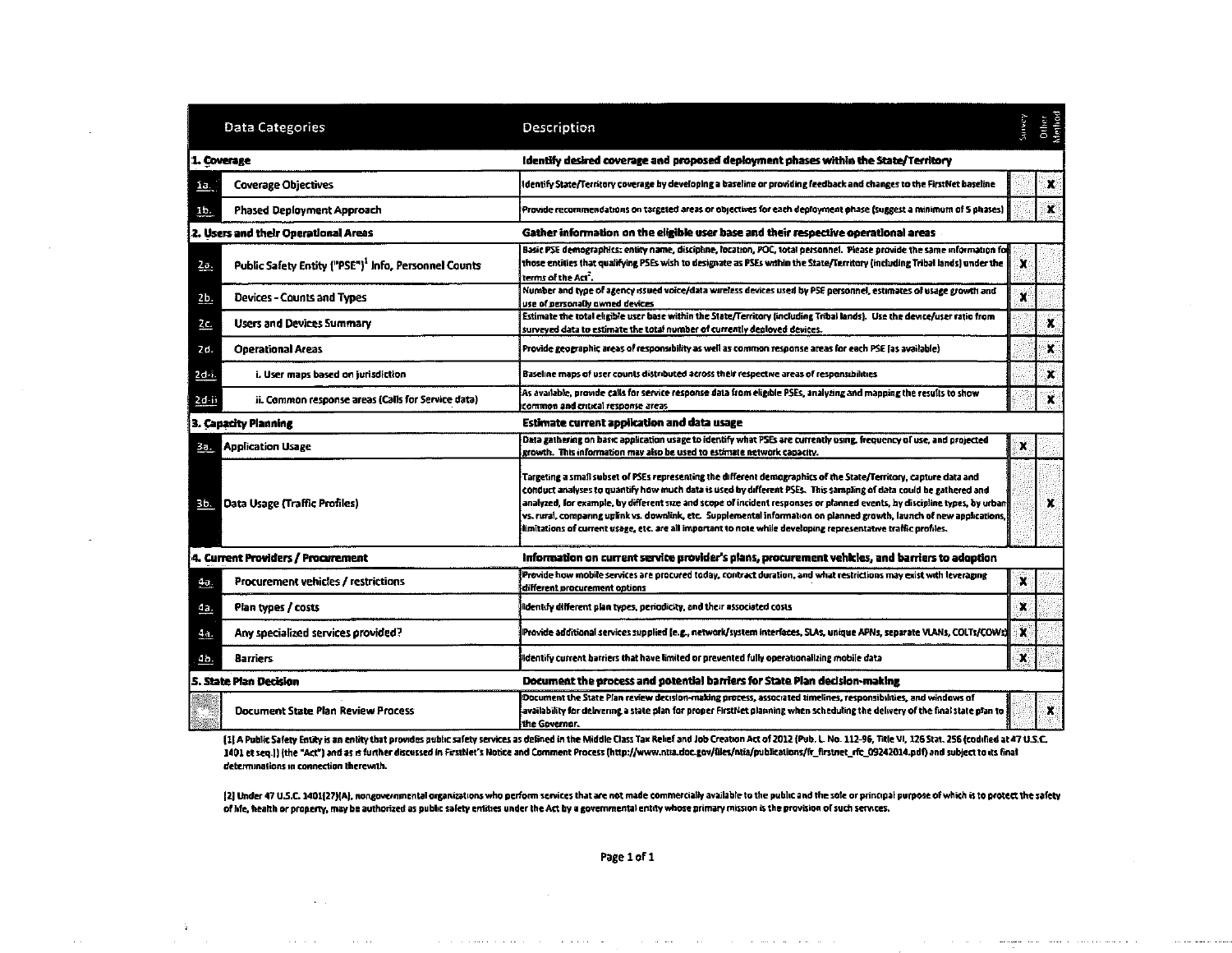| | Data Categories | Description | Survey | Other Method |
|---|---|---|---|---|
| **1. Coverage** | | **Identify desired coverage and proposed deployment phases within the State/Territory** | | |
| 1a. | Coverage Objectives | Identify State/Territory coverage by developing a baseline or providing feedback and changes to the FirstNet baseline | | X |
| 1b. | Phased Deployment Approach | Provide recommendations on targeted areas or objectives for each deployment phase (suggest a minimum of 5 phases) | | X |
| **2. Users and their Operational Areas** | | **Gather information on the eligible user base and their respective operational areas** | | |
| 2a. | Public Safety Entity ("PSE")[1] Info, Personnel Counts | Basic PSE demographics: entity name, discipline, location, POC, total personnel. Please provide the same information for those entities that qualifying PSEs wish to designate as PSEs within the State/Territory (including Tribal lands) under the terms of the Act[2]. | X | |
| 2b. | Devices - Counts and Types | Number and type of agency issued voice/data wireless devices used by PSE personnel, estimates of usage growth and use of personally owned devices | X | |
| 2c. | Users and Devices Summary | Estimate the total eligible user base within the State/Territory (including Tribal lands). Use the device/user ratio from surveyed data to estimate the total number of currently deployed devices. | | X |
| 2d. | Operational Areas | Provide geographic areas of responsibility as well as common response areas for each PSE (as available) | | X |
| 2d-i. | i. User maps based on jurisdiction | Baseline maps of user counts distributed across their respective areas of responsibilities | | X |
| 2d-ii | ii. Common response areas (Calls for Service data) | As available, provide calls for service response data from eligible PSEs, analyzing and mapping the results to show common and critical response areas | | X |
| **3. Capacity Planning** | | **Estimate current application and data usage** | | |
| 3a. | Application Usage | Data gathering on basic application usage to identify what PSEs are currently using, frequency of use, and projected growth. This information may also be used to estimate network capacity. | X | |
| 3b. | Data Usage (Traffic Profiles) | Targeting a small subset of PSEs representing the different demographics of the State/Territory, capture data and conduct analyses to quantify how much data is used by different PSEs. This sampling of data could be gathered and analyzed, for example, by different size and scope of incident responses or planned events, by discipline types, by urban vs. rural, comparing uplink vs. downlink, etc. Supplemental information on planned growth, launch of new applications, limitations of current usage, etc. are all important to note while developing representative traffic profiles. | | X |
| **4. Current Providers / Procurement** | | **Information on current service provider's plans, procurement vehicles, and barriers to adoption** | | |
| 4a. | Procurement vehicles / restrictions | Provide how mobile services are procured today, contract duration, and what restrictions may exist with leveraging different procurement options | X | |
| 4a. | Plan types / costs | Identify different plan types, periodicity, and their associated costs | X | |
| 4a. | Any specialized services provided? | Provide additional services supplied (e.g., network/system interfaces, SLAs, unique APNs, separate VLANs, COLTs/COWs) | X | |
| 4b. | Barriers | Identify current barriers that have limited or prevented fully operationalizing mobile data | X | |
| **5. State Plan Decision** | | **Document the process and potential barriers for State Plan decision-making** | | |
| | Document State Plan Review Process | Document the State Plan review decision-making process, associated timelines, responsibilities, and windows of availability for delivering a state plan for proper FirstNet planning when scheduling the delivery of the final state plan to the Governor. | | X |

[1] A Public Safety Entity is an entity that provides public safety services as defined in the Middle Class Tax Relief and Job Creation Act of 2012 (Pub. L. No. 112-96, Title VI, 126 Stat. 256 (codified at 47 U.S.C. 1401 et seq.)) (the "Act") and as is further discussed in FirstNet's Notice and Comment Process (http://www.ntia.doc.gov/files/ntia/publications/fr_firstnet_rfc_09242014.pdf) and subject to its final determinations in connection therewith.

[2] Under 47 U.S.C. 1401(27)(A), nongovernmental organizations who perform services that are not made commercially available to the public and the sole or principal purpose of which is to protect the safety of life, health or property, may be authorized as public safety entities under the Act by a governmental entity whose primary mission is the provision of such services.